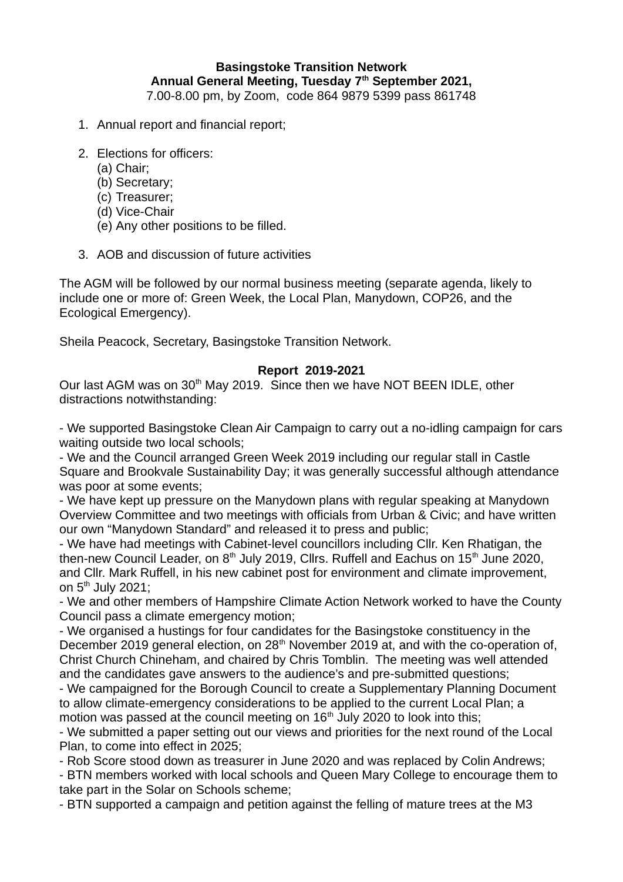**Basingstoke Transition Network**
**Annual General Meeting, Tuesday 7th September 2021,**
7.00-8.00 pm, by Zoom, code 864 9879 5399 pass 861748

1. Annual report and financial report;

2. Elections for officers:
   (a) Chair;
   (b) Secretary;
   (c) Treasurer;
   (d) Vice-Chair
   (e) Any other positions to be filled.

3. AOB and discussion of future activities

The AGM will be followed by our normal business meeting (separate agenda, likely to include one or more of: Green Week, the Local Plan, Manydown, COP26, and the Ecological Emergency).

Sheila Peacock, Secretary, Basingstoke Transition Network.

**Report 2019-2021**

Our last AGM was on 30th May 2019. Since then we have NOT BEEN IDLE, other distractions notwithstanding:

- We supported Basingstoke Clean Air Campaign to carry out a no-idling campaign for cars waiting outside two local schools;
- We and the Council arranged Green Week 2019 including our regular stall in Castle Square and Brookvale Sustainability Day; it was generally successful although attendance was poor at some events;
- We have kept up pressure on the Manydown plans with regular speaking at Manydown Overview Committee and two meetings with officials from Urban & Civic; and have written our own "Manydown Standard" and released it to press and public;
- We have had meetings with Cabinet-level councillors including Cllr. Ken Rhatigan, the then-new Council Leader, on 8th July 2019, Cllrs. Ruffell and Eachus on 15th June 2020, and Cllr. Mark Ruffell, in his new cabinet post for environment and climate improvement, on 5th July 2021;
- We and other members of Hampshire Climate Action Network worked to have the County Council pass a climate emergency motion;
- We organised a hustings for four candidates for the Basingstoke constituency in the December 2019 general election, on 28th November 2019 at, and with the co-operation of, Christ Church Chineham, and chaired by Chris Tomblin. The meeting was well attended and the candidates gave answers to the audience's and pre-submitted questions;
- We campaigned for the Borough Council to create a Supplementary Planning Document to allow climate-emergency considerations to be applied to the current Local Plan; a motion was passed at the council meeting on 16th July 2020 to look into this;
- We submitted a paper setting out our views and priorities for the next round of the Local Plan, to come into effect in 2025;
- Rob Score stood down as treasurer in June 2020 and was replaced by Colin Andrews;
- BTN members worked with local schools and Queen Mary College to encourage them to take part in the Solar on Schools scheme;
- BTN supported a campaign and petition against the felling of mature trees at the M3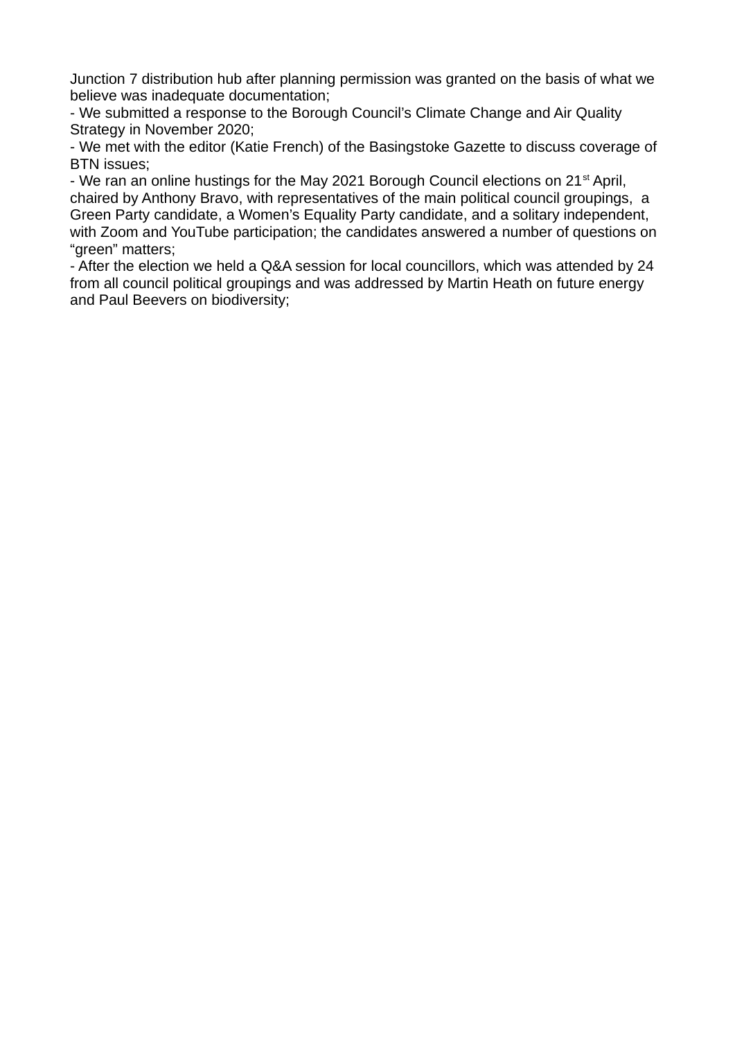Junction 7 distribution hub after planning permission was granted on the basis of what we believe was inadequate documentation;

- We submitted a response to the Borough Council's Climate Change and Air Quality Strategy in November 2020;
- We met with the editor (Katie French) of the Basingstoke Gazette to discuss coverage of BTN issues;
- We ran an online hustings for the May 2021 Borough Council elections on 21st April, chaired by Anthony Bravo, with representatives of the main political council groupings, a Green Party candidate, a Women's Equality Party candidate, and a solitary independent, with Zoom and YouTube participation; the candidates answered a number of questions on "green" matters;
- After the election we held a Q&A session for local councillors, which was attended by 24 from all council political groupings and was addressed by Martin Heath on future energy and Paul Beevers on biodiversity;